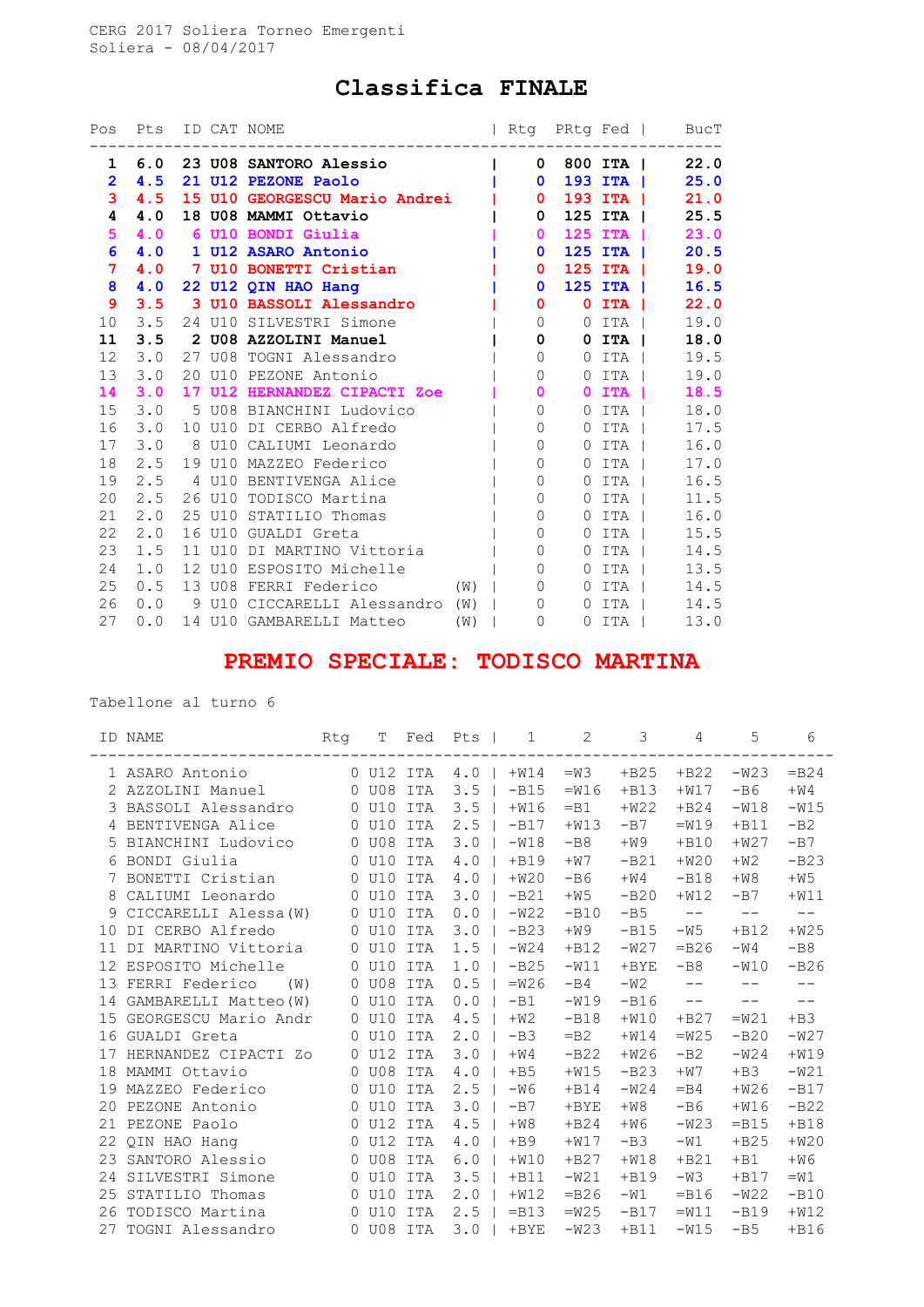CERG 2017 Soliera Torneo Emergenti
Soliera - 08/04/2017

# Classifica FINALE

| Pos | Pts | ID | CAT | NOME | Rtg | PRtg | Fed | BucT |
|---|---|---|---|---|---|---|---|---|
| **1** | **6.0** | **23** | **U08** | **SANTORO Alessio** | **0** | **800** | **ITA** | **22.0** |
| **2** | **4.5** | **21** | **U12** | **PEZONE Paolo** | **0** | **193** | **ITA** | **25.0** |
| **3** | **4.5** | **15** | **U10** | **GEORGESCU Mario Andrei** | **0** | **193** | **ITA** | **21.0** |
| **4** | **4.0** | **18** | **U08** | **MAMMI Ottavio** | **0** | **125** | **ITA** | **25.5** |
| **5** | **4.0** | **6** | **U10** | **BONDI Giulia** | **0** | **125** | **ITA** | **23.0** |
| **6** | **4.0** | **1** | **U12** | **ASARO Antonio** | **0** | **125** | **ITA** | **20.5** |
| **7** | **4.0** | **7** | **U10** | **BONETTI Cristian** | **0** | **125** | **ITA** | **19.0** |
| **8** | **4.0** | **22** | **U12** | **QIN HAO Hang** | **0** | **125** | **ITA** | **16.5** |
| **9** | **3.5** | **3** | **U10** | **BASSOLI Alessandro** | **0** | **0** | **ITA** | **22.0** |
| 10 | 3.5 | 24 | U10 | SILVESTRI Simone | 0 | 0 | ITA | 19.0 |
| **11** | **3.5** | **2** | **U08** | **AZZOLINI Manuel** | **0** | **0** | **ITA** | **18.0** |
| 12 | 3.0 | 27 | U08 | TOGNI Alessandro | 0 | 0 | ITA | 19.5 |
| 13 | 3.0 | 20 | U10 | PEZONE Antonio | 0 | 0 | ITA | 19.0 |
| **14** | **3.0** | **17** | **U12** | **HERNANDEZ CIPACTI Zoe** | **0** | **0** | **ITA** | **18.5** |
| 15 | 3.0 | 5 | U08 | BIANCHINI Ludovico | 0 | 0 | ITA | 18.0 |
| 16 | 3.0 | 10 | U10 | DI CERBO Alfredo | 0 | 0 | ITA | 17.5 |
| 17 | 3.0 | 8 | U10 | CALIUMI Leonardo | 0 | 0 | ITA | 16.0 |
| 18 | 2.5 | 19 | U10 | MAZZEO Federico | 0 | 0 | ITA | 17.0 |
| 19 | 2.5 | 4 | U10 | BENTIVENGA Alice | 0 | 0 | ITA | 16.5 |
| 20 | 2.5 | 26 | U10 | TODISCO Martina | 0 | 0 | ITA | 11.5 |
| 21 | 2.0 | 25 | U10 | STATILIO Thomas | 0 | 0 | ITA | 16.0 |
| 22 | 2.0 | 16 | U10 | GUALDI Greta | 0 | 0 | ITA | 15.5 |
| 23 | 1.5 | 11 | U10 | DI MARTINO Vittoria | 0 | 0 | ITA | 14.5 |
| 24 | 1.0 | 12 | U10 | ESPOSITO Michelle | 0 | 0 | ITA | 13.5 |
| 25 | 0.5 | 13 | U08 | FERRI Federico (W) | 0 | 0 | ITA | 14.5 |
| 26 | 0.0 | 9 | U10 | CICCARELLI Alessandro (W) | 0 | 0 | ITA | 14.5 |
| 27 | 0.0 | 14 | U10 | GAMBARELLI Matteo (W) | 0 | 0 | ITA | 13.0 |

## PREMIO SPECIALE: TODISCO MARTINA

Tabellone al turno 6

| ID | NAME | Rtg | T | Fed | Pts | 1 | 2 | 3 | 4 | 5 | 6 |
|---|---|---|---|---|---|---|---|---|---|---|---|
| 1 | ASARO Antonio | 0 | U12 | ITA | 4.0 | +W14 | =W3 | +B25 | +B22 | -W23 | =B24 |
| 2 | AZZOLINI Manuel | 0 | U08 | ITA | 3.5 | -B15 | =W16 | +B13 | +W17 | -B6 | +W4 |
| 3 | BASSOLI Alessandro | 0 | U10 | ITA | 3.5 | +W16 | =B1 | +W22 | +B24 | -W18 | -W15 |
| 4 | BENTIVENGA Alice | 0 | U10 | ITA | 2.5 | -B17 | +W13 | -B7 | =W19 | +B11 | -B2 |
| 5 | BIANCHINI Ludovico | 0 | U08 | ITA | 3.0 | -W18 | -B8 | +W9 | +B10 | +W27 | -B7 |
| 6 | BONDI Giulia | 0 | U10 | ITA | 4.0 | +B19 | +W7 | -B21 | +W20 | +W2 | -B23 |
| 7 | BONETTI Cristian | 0 | U10 | ITA | 4.0 | +W20 | -B6 | +W4 | -B18 | +W8 | +W5 |
| 8 | CALIUMI Leonardo | 0 | U10 | ITA | 3.0 | -B21 | +W5 | -B20 | +W12 | -B7 | +W11 |
| 9 | CICCARELLI Alessa(W) | 0 | U10 | ITA | 0.0 | -W22 | -B10 | -B5 | -- | -- | -- |
| 10 | DI CERBO Alfredo | 0 | U10 | ITA | 3.0 | -B23 | +W9 | -B15 | -W5 | +B12 | +W25 |
| 11 | DI MARTINO Vittoria | 0 | U10 | ITA | 1.5 | -W24 | +B12 | -W27 | =B26 | -W4 | -B8 |
| 12 | ESPOSITO Michelle | 0 | U10 | ITA | 1.0 | -B25 | -W11 | +BYE | -B8 | -W10 | -B26 |
| 13 | FERRI Federico (W) | 0 | U08 | ITA | 0.5 | =W26 | -B4 | -W2 | -- | -- | -- |
| 14 | GAMBARELLI Matteo(W) | 0 | U10 | ITA | 0.0 | -B1 | -W19 | -B16 | -- | -- | -- |
| 15 | GEORGESCU Mario Andr | 0 | U10 | ITA | 4.5 | +W2 | -B18 | +W10 | +B27 | =W21 | +B3 |
| 16 | GUALDI Greta | 0 | U10 | ITA | 2.0 | -B3 | =B2 | +W14 | =W25 | -B20 | -W27 |
| 17 | HERNANDEZ CIPACTI Zo | 0 | U12 | ITA | 3.0 | +W4 | -B22 | +W26 | -B2 | +W16 | +W19 |
| 18 | MAMMI Ottavio | 0 | U08 | ITA | 4.0 | +B5 | +W15 | -B23 | +W7 | +B3 | -W21 |
| 19 | MAZZEO Federico | 0 | U10 | ITA | 2.5 | -W6 | +B14 | -W24 | =B4 | +W26 | -B17 |
| 20 | PEZONE Antonio | 0 | U10 | ITA | 3.0 | -B7 | +BYE | +W8 | -B6 | +W16 | -B22 |
| 21 | PEZONE Paolo | 0 | U12 | ITA | 4.5 | +W8 | +B24 | +W6 | -W23 | =B15 | +B18 |
| 22 | QIN HAO Hang | 0 | U12 | ITA | 4.0 | +B9 | +W17 | -B3 | -W1 | +B25 | +W20 |
| 23 | SANTORO Alessio | 0 | U08 | ITA | 6.0 | +W10 | +B27 | +W18 | +B21 | +B1 | +W6 |
| 24 | SILVESTRI Simone | 0 | U10 | ITA | 3.5 | +B11 | -W21 | +B19 | -W3 | -W24 | +B17 | =W1 |
| 25 | STATILIO Thomas | 0 | U10 | ITA | 2.0 | +W12 | =B26 | -W1 | =B16 | -W22 | -B10 |
| 26 | TODISCO Martina | 0 | U10 | ITA | 2.5 | =B13 | =W25 | -B17 | =W11 | -B19 | +W12 |
| 27 | TOGNI Alessandro | 0 | U08 | ITA | 3.0 | +BYE | -W23 | +B11 | -W15 | -B5 | +B16 |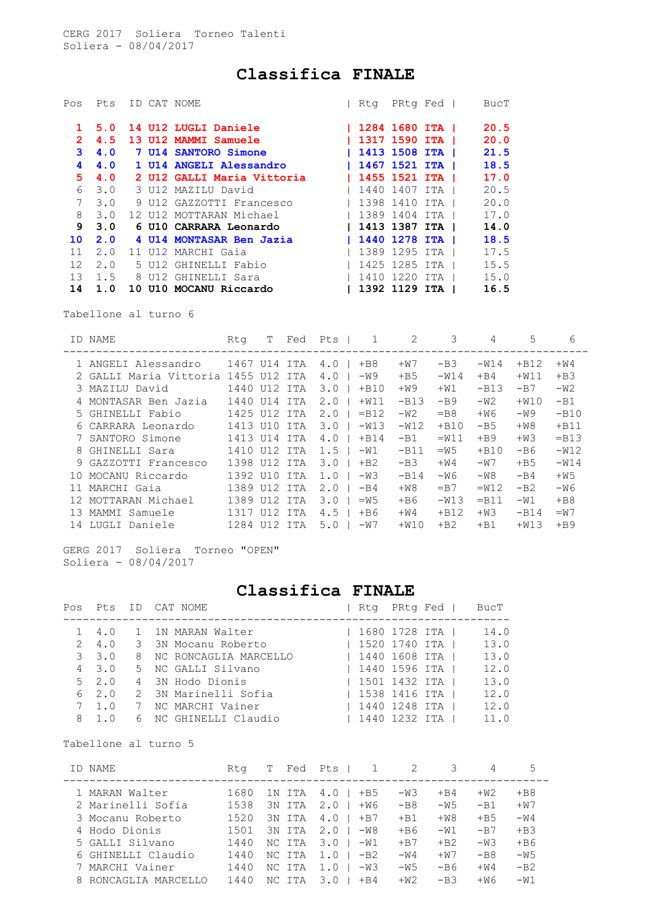CERG 2017 Soliera Torneo Talenti
Soliera - 08/04/2017

# Classifica FINALE

| Pos | Pts | ID | CAT | NOME | Rtg | PRtg | Fed | BucT |
|---|---|---|---|---|---|---|---|---|
| **1** | **5.0** | **14** | **U12** | **LUGLI Daniele** | **1284** | **1680** | **ITA** | **20.5** |
| **2** | **4.5** | **13** | **U12** | **MAMMI Samuele** | **1317** | **1590** | **ITA** | **20.0** |
| **3** | **4.0** | **7** | **U14** | **SANTORO Simone** | **1413** | **1508** | **ITA** | **21.5** |
| **4** | **4.0** | **1** | **U14** | **ANGELI Alessandro** | **1467** | **1521** | **ITA** | **18.5** |
| **5** | **4.0** | **2** | **U12** | **GALLI Maria Vittoria** | **1455** | **1521** | **ITA** | **17.0** |
| 6 | 3.0 | 3 | U12 | MAZILU David | 1440 | 1407 | ITA | 20.5 |
| 7 | 3.0 | 9 | U12 | GAZZOTTI Francesco | 1398 | 1410 | ITA | 20.0 |
| 8 | 3.0 | 12 | U12 | MOTTARAN Michael | 1389 | 1404 | ITA | 17.0 |
| **9** | **3.0** | **6** | **U10** | **CARRARA Leonardo** | **1413** | **1387** | **ITA** | **14.0** |
| **10** | **2.0** | **4** | **U14** | **MONTASAR Ben Jazia** | **1440** | **1278** | **ITA** | **18.5** |
| 11 | 2.0 | 11 | U12 | MARCHI Gaia | 1389 | 1295 | ITA | 17.5 |
| 12 | 2.0 | 5 | U12 | GHINELLI Fabio | 1425 | 1285 | ITA | 15.5 |
| 13 | 1.5 | 8 | U12 | GHINELLI Sara | 1410 | 1220 | ITA | 15.0 |
| **14** | **1.0** | **10** | **U10** | **MOCANU Riccardo** | **1392** | **1129** | **ITA** | **16.5** |

Tabellone al turno 6

| ID | NAME | Rtg | T | Fed | Pts | 1 | 2 | 3 | 4 | 5 | 6 |
|---|---|---|---|---|---|---|---|---|---|---|---|
| 1 | ANGELI Alessandro | 1467 | U14 | ITA | 4.0 | +B8 | +W7 | -B3 | -W14 | +B12 | +W4 |
| 2 | GALLI Maria Vittoria | 1455 | U12 | ITA | 4.0 | -W9 | +B5 | -W14 | +B4 | +W11 | +B3 |
| 3 | MAZILU David | 1440 | U12 | ITA | 3.0 | +B10 | +W9 | +W1 | -B13 | -B7 | -W2 |
| 4 | MONTASAR Ben Jazia | 1440 | U14 | ITA | 2.0 | +W11 | -B13 | -B9 | -W2 | +W10 | -B1 |
| 5 | GHINELLI Fabio | 1425 | U12 | ITA | 2.0 | =B12 | -W2 | =B8 | +W6 | -W9 | -B10 |
| 6 | CARRARA Leonardo | 1413 | U10 | ITA | 3.0 | -W13 | -W12 | +B10 | -B5 | +W8 | +B11 |
| 7 | SANTORO Simone | 1413 | U14 | ITA | 4.0 | +B14 | -B1 | =W11 | +B9 | +W3 | =B13 |
| 8 | GHINELLI Sara | 1410 | U12 | ITA | 1.5 | -W1 | -B11 | =W5 | +B10 | -B6 | -W12 |
| 9 | GAZZOTTI Francesco | 1398 | U12 | ITA | 3.0 | +B2 | -B3 | +W4 | -W7 | +B5 | -W14 |
| 10 | MOCANU Riccardo | 1392 | U10 | ITA | 1.0 | -W3 | -B14 | -W6 | -W8 | -B4 | +W5 |
| 11 | MARCHI Gaia | 1389 | U12 | ITA | 2.0 | -B4 | +W8 | =B7 | =W12 | -B2 | -W6 |
| 12 | MOTTARAN Michael | 1389 | U12 | ITA | 3.0 | =W5 | +B6 | -W13 | =B11 | -W1 | +B8 |
| 13 | MAMMI Samuele | 1317 | U12 | ITA | 4.5 | +B6 | +W4 | +B12 | +W3 | -B14 | =W7 |
| 14 | LUGLI Daniele | 1284 | U12 | ITA | 5.0 | -W7 | +W10 | +B2 | +B1 | +W13 | +B9 |

GERG 2017 Soliera Torneo "OPEN"
Soliera - 08/04/2017

# Classifica FINALE

| Pos | Pts | ID | CAT | NOME | Rtg | PRtg | Fed | BucT |
|---|---|---|---|---|---|---|---|---|
| 1 | 4.0 | 1 | 1N | MARAN Walter | 1680 | 1728 | ITA | 14.0 |
| 2 | 4.0 | 3 | 3N | Mocanu Roberto | 1520 | 1740 | ITA | 13.0 |
| 3 | 3.0 | 8 | NC | RONCAGLIA MARCELLO | 1440 | 1608 | ITA | 13.0 |
| 4 | 3.0 | 5 | NC | GALLI Silvano | 1440 | 1596 | ITA | 12.0 |
| 5 | 2.0 | 4 | 3N | Hodo Dionis | 1501 | 1432 | ITA | 13.0 |
| 6 | 2.0 | 2 | 3N | Marinelli Sofia | 1538 | 1416 | ITA | 12.0 |
| 7 | 1.0 | 7 | NC | MARCHI Vainer | 1440 | 1248 | ITA | 12.0 |
| 8 | 1.0 | 6 | NC | GHINELLI Claudio | 1440 | 1232 | ITA | 11.0 |

Tabellone al turno 5

| ID | NAME | Rtg | T | Fed | Pts | 1 | 2 | 3 | 4 | 5 |
|---|---|---|---|---|---|---|---|---|---|---|
| 1 | MARAN Walter | 1680 | 1N | ITA | 4.0 | +B5 | -W3 | +B4 | +W2 | +B8 |
| 2 | Marinelli Sofia | 1538 | 3N | ITA | 2.0 | +W6 | -B8 | -W5 | -B1 | +W7 |
| 3 | Mocanu Roberto | 1520 | 3N | ITA | 4.0 | +B7 | +B1 | +W8 | +B5 | -W4 |
| 4 | Hodo Dionis | 1501 | 3N | ITA | 2.0 | -W8 | +B6 | -W1 | -B7 | +B3 |
| 5 | GALLI Silvano | 1440 | NC | ITA | 3.0 | -W1 | +B7 | +B2 | -W3 | +B6 |
| 6 | GHINELLI Claudio | 1440 | NC | ITA | 1.0 | -B2 | -W4 | +W7 | -B8 | -W5 |
| 7 | MARCHI Vainer | 1440 | NC | ITA | 1.0 | -W3 | -W5 | -B6 | +W4 | -B2 |
| 8 | RONCAGLIA MARCELLO | 1440 | NC | ITA | 3.0 | +B4 | +W2 | -B3 | +W6 | -W1 |